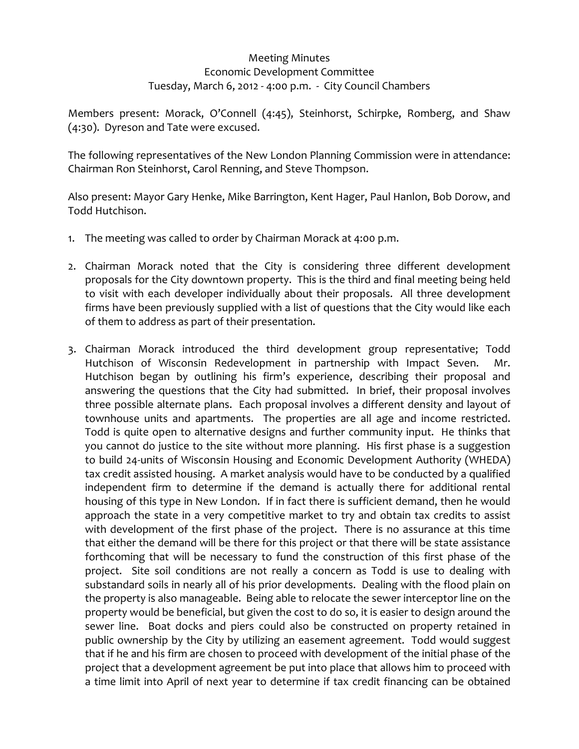Meeting Minutes
Economic Development Committee
Tuesday, March 6, 2012 - 4:00 p.m. - City Council Chambers

Members present: Morack, O'Connell (4:45), Steinhorst, Schirpke, Romberg, and Shaw (4:30). Dyreson and Tate were excused.

The following representatives of the New London Planning Commission were in attendance: Chairman Ron Steinhorst, Carol Renning, and Steve Thompson.

Also present: Mayor Gary Henke, Mike Barrington, Kent Hager, Paul Hanlon, Bob Dorow, and Todd Hutchison.

1. The meeting was called to order by Chairman Morack at 4:00 p.m.

2. Chairman Morack noted that the City is considering three different development proposals for the City downtown property. This is the third and final meeting being held to visit with each developer individually about their proposals. All three development firms have been previously supplied with a list of questions that the City would like each of them to address as part of their presentation.

3. Chairman Morack introduced the third development group representative; Todd Hutchison of Wisconsin Redevelopment in partnership with Impact Seven. Mr. Hutchison began by outlining his firm's experience, describing their proposal and answering the questions that the City had submitted. In brief, their proposal involves three possible alternate plans. Each proposal involves a different density and layout of townhouse units and apartments. The properties are all age and income restricted. Todd is quite open to alternative designs and further community input. He thinks that you cannot do justice to the site without more planning. His first phase is a suggestion to build 24-units of Wisconsin Housing and Economic Development Authority (WHEDA) tax credit assisted housing. A market analysis would have to be conducted by a qualified independent firm to determine if the demand is actually there for additional rental housing of this type in New London. If in fact there is sufficient demand, then he would approach the state in a very competitive market to try and obtain tax credits to assist with development of the first phase of the project. There is no assurance at this time that either the demand will be there for this project or that there will be state assistance forthcoming that will be necessary to fund the construction of this first phase of the project. Site soil conditions are not really a concern as Todd is use to dealing with substandard soils in nearly all of his prior developments. Dealing with the flood plain on the property is also manageable. Being able to relocate the sewer interceptor line on the property would be beneficial, but given the cost to do so, it is easier to design around the sewer line. Boat docks and piers could also be constructed on property retained in public ownership by the City by utilizing an easement agreement. Todd would suggest that if he and his firm are chosen to proceed with development of the initial phase of the project that a development agreement be put into place that allows him to proceed with a time limit into April of next year to determine if tax credit financing can be obtained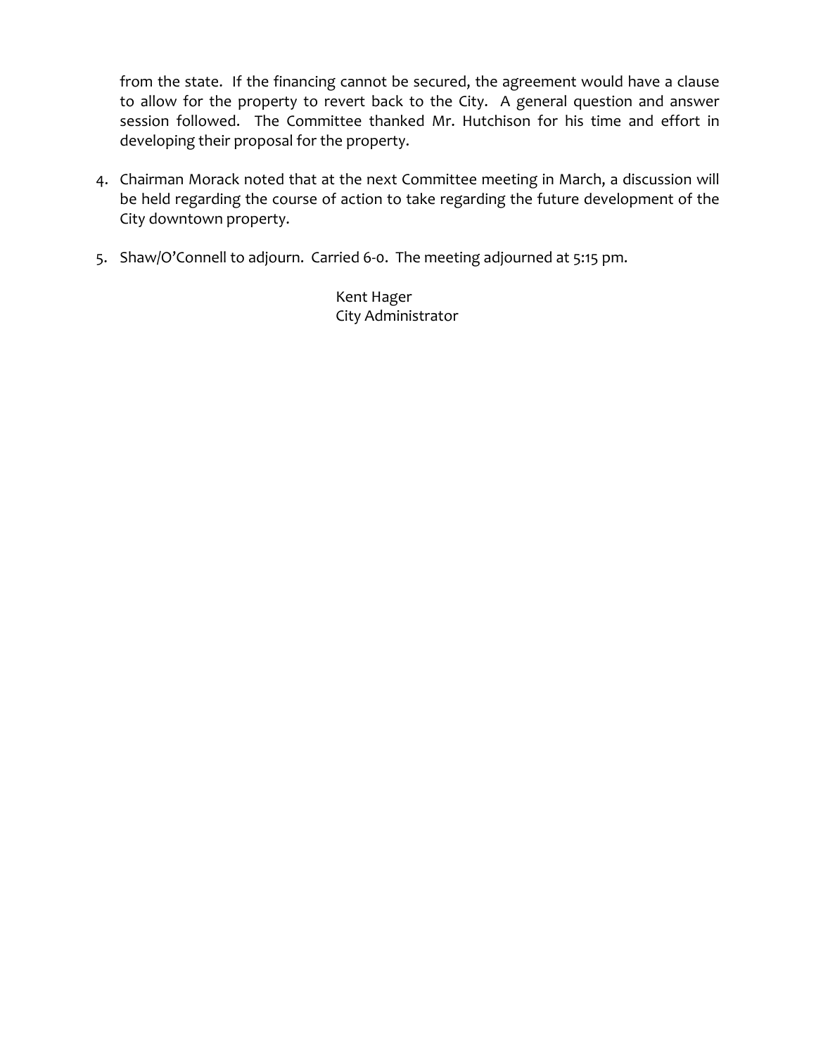from the state. If the financing cannot be secured, the agreement would have a clause to allow for the property to revert back to the City. A general question and answer session followed. The Committee thanked Mr. Hutchison for his time and effort in developing their proposal for the property.

4. Chairman Morack noted that at the next Committee meeting in March, a discussion will be held regarding the course of action to take regarding the future development of the City downtown property.

5. Shaw/O'Connell to adjourn. Carried 6-0. The meeting adjourned at 5:15 pm.

Kent Hager
City Administrator